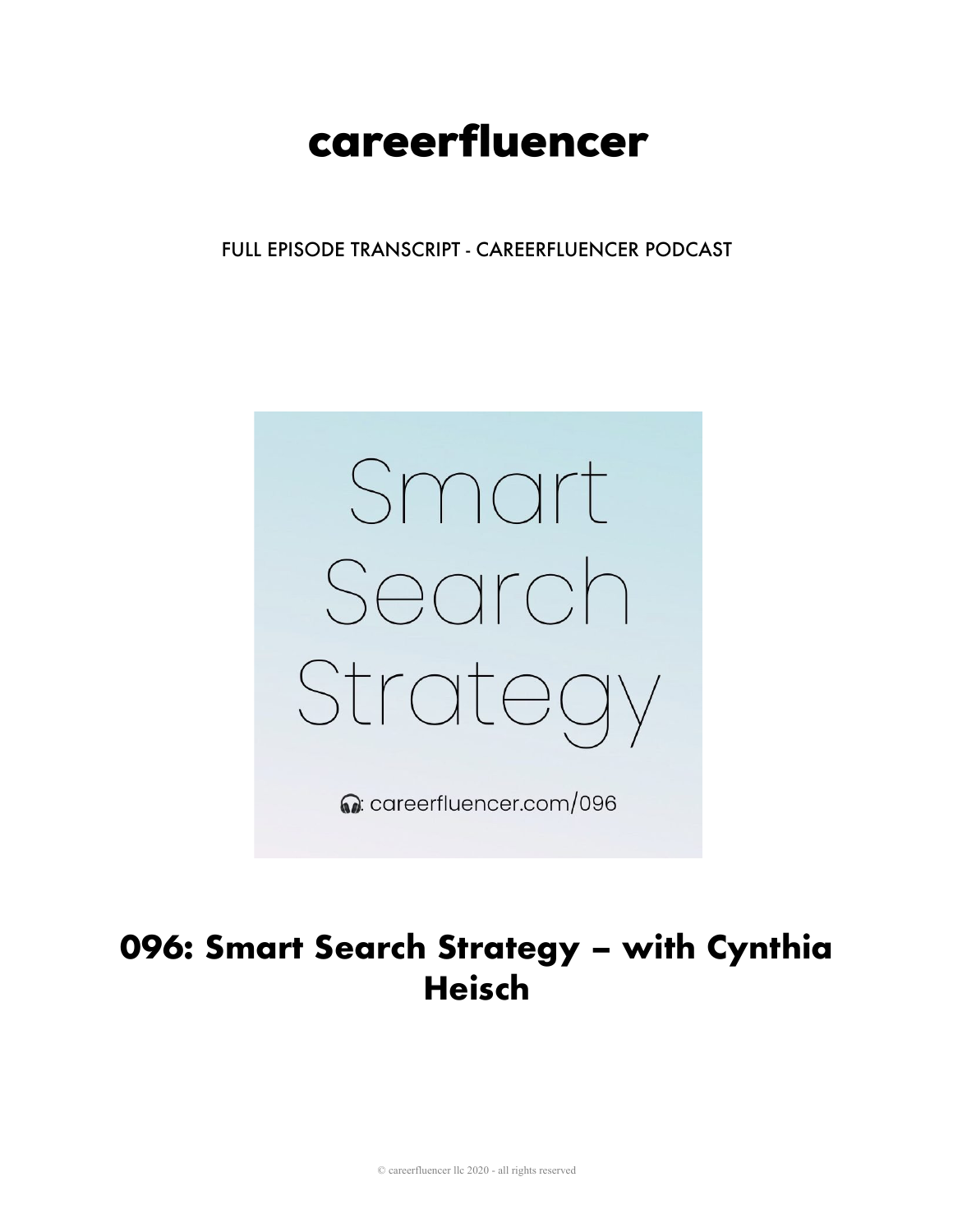# careerfluencer

FULL EPISODE TRANSCRIPT - CAREERFLUENCER PODCAST

Smart Search Strategy

careerfluencer.com/096

## 096: Smart Search Strategy – with Cynthia Heisch

© careerfluencer llc 2020 - all rights reserved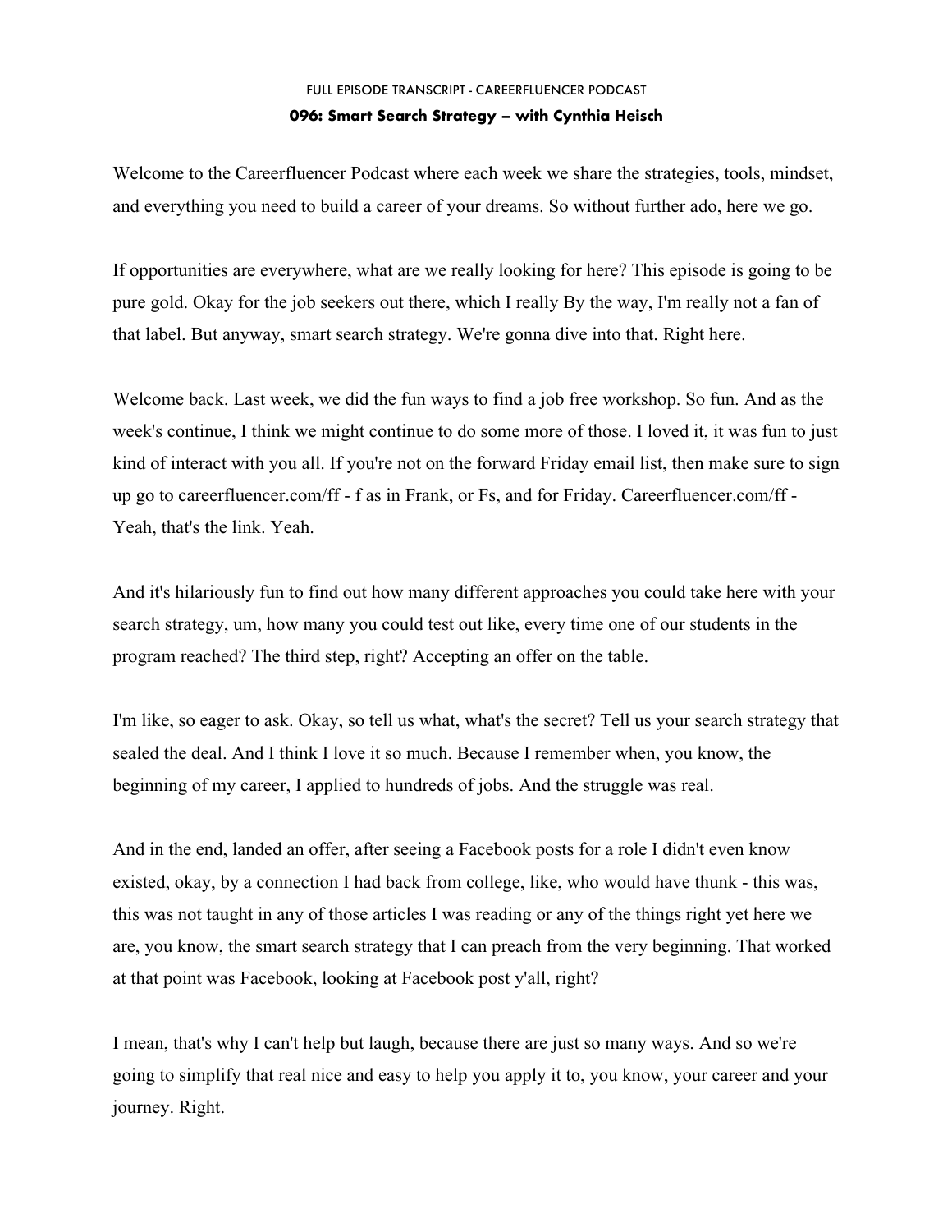FULL EPISODE TRANSCRIPT - CAREERFLUENCER PODCAST

**096: Smart Search Strategy – with Cynthia Heisch**

Welcome to the Careerfluencer Podcast where each week we share the strategies, tools, mindset, and everything you need to build a career of your dreams. So without further ado, here we go.

If opportunities are everywhere, what are we really looking for here? This episode is going to be pure gold. Okay for the job seekers out there, which I really By the way, I'm really not a fan of that label. But anyway, smart search strategy. We're gonna dive into that. Right here.

Welcome back. Last week, we did the fun ways to find a job free workshop. So fun. And as the week's continue, I think we might continue to do some more of those. I loved it, it was fun to just kind of interact with you all. If you're not on the forward Friday email list, then make sure to sign up go to careerfluencer.com/ff - f as in Frank, or Fs, and for Friday. Careerfluencer.com/ff - Yeah, that's the link. Yeah.

And it's hilariously fun to find out how many different approaches you could take here with your search strategy, um, how many you could test out like, every time one of our students in the program reached? The third step, right? Accepting an offer on the table.

I'm like, so eager to ask. Okay, so tell us what, what's the secret? Tell us your search strategy that sealed the deal. And I think I love it so much. Because I remember when, you know, the beginning of my career, I applied to hundreds of jobs. And the struggle was real.

And in the end, landed an offer, after seeing a Facebook posts for a role I didn't even know existed, okay, by a connection I had back from college, like, who would have thunk - this was, this was not taught in any of those articles I was reading or any of the things right yet here we are, you know, the smart search strategy that I can preach from the very beginning. That worked at that point was Facebook, looking at Facebook post y'all, right?

I mean, that's why I can't help but laugh, because there are just so many ways. And so we're going to simplify that real nice and easy to help you apply it to, you know, your career and your journey. Right.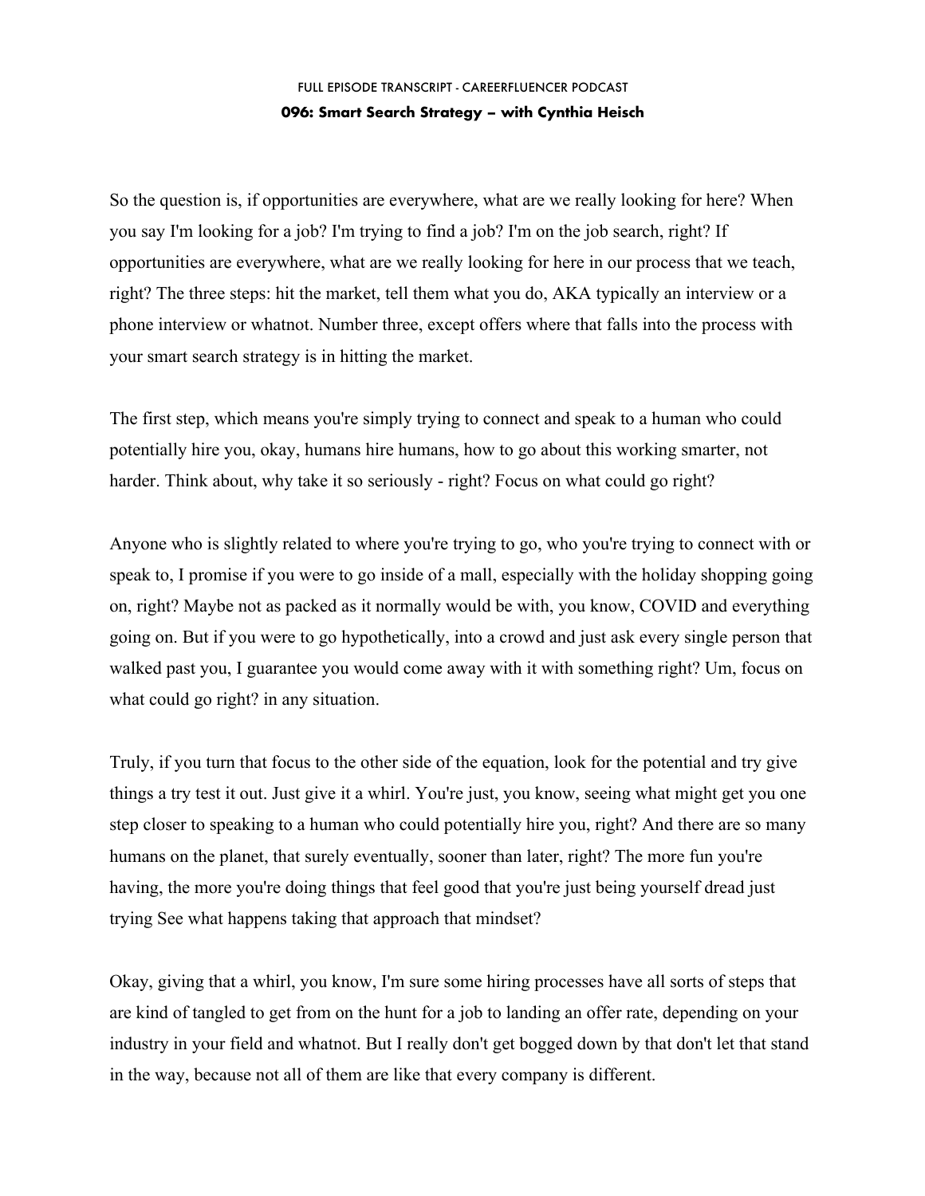So the question is, if opportunities are everywhere, what are we really looking for here? When you say I'm looking for a job? I'm trying to find a job? I'm on the job search, right? If opportunities are everywhere, what are we really looking for here in our process that we teach, right? The three steps: hit the market, tell them what you do, AKA typically an interview or a phone interview or whatnot. Number three, except offers where that falls into the process with your smart search strategy is in hitting the market.

The first step, which means you're simply trying to connect and speak to a human who could potentially hire you, okay, humans hire humans, how to go about this working smarter, not harder. Think about, why take it so seriously - right? Focus on what could go right?

Anyone who is slightly related to where you're trying to go, who you're trying to connect with or speak to, I promise if you were to go inside of a mall, especially with the holiday shopping going on, right? Maybe not as packed as it normally would be with, you know, COVID and everything going on. But if you were to go hypothetically, into a crowd and just ask every single person that walked past you, I guarantee you would come away with it with something right? Um, focus on what could go right? in any situation.

Truly, if you turn that focus to the other side of the equation, look for the potential and try give things a try test it out. Just give it a whirl. You're just, you know, seeing what might get you one step closer to speaking to a human who could potentially hire you, right? And there are so many humans on the planet, that surely eventually, sooner than later, right? The more fun you're having, the more you're doing things that feel good that you're just being yourself dread just trying See what happens taking that approach that mindset?

Okay, giving that a whirl, you know, I'm sure some hiring processes have all sorts of steps that are kind of tangled to get from on the hunt for a job to landing an offer rate, depending on your industry in your field and whatnot. But I really don't get bogged down by that don't let that stand in the way, because not all of them are like that every company is different.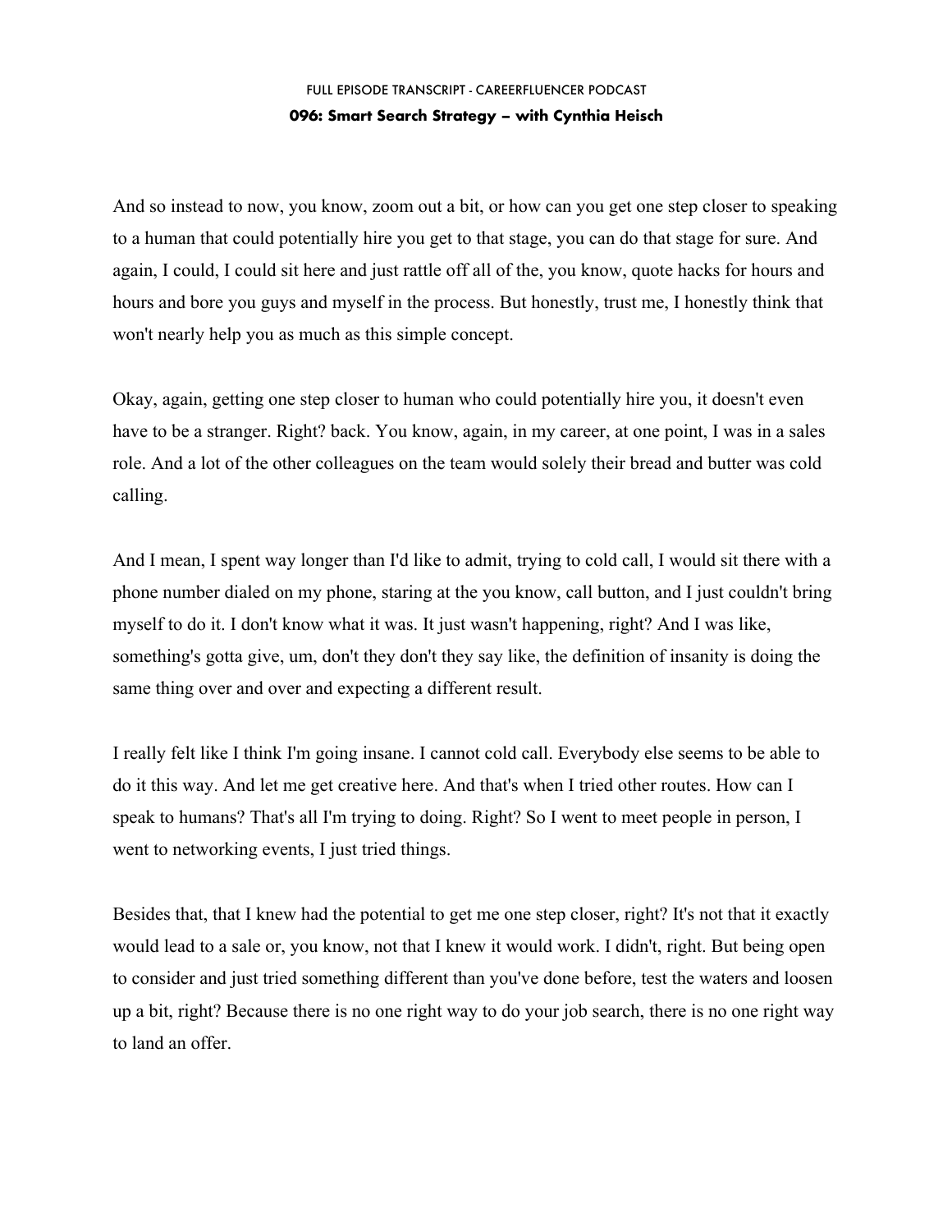And so instead to now, you know, zoom out a bit, or how can you get one step closer to speaking to a human that could potentially hire you get to that stage, you can do that stage for sure. And again, I could, I could sit here and just rattle off all of the, you know, quote hacks for hours and hours and bore you guys and myself in the process. But honestly, trust me, I honestly think that won't nearly help you as much as this simple concept.

Okay, again, getting one step closer to human who could potentially hire you, it doesn't even have to be a stranger. Right? back. You know, again, in my career, at one point, I was in a sales role. And a lot of the other colleagues on the team would solely their bread and butter was cold calling.

And I mean, I spent way longer than I'd like to admit, trying to cold call, I would sit there with a phone number dialed on my phone, staring at the you know, call button, and I just couldn't bring myself to do it. I don't know what it was. It just wasn't happening, right? And I was like, something's gotta give, um, don't they don't they say like, the definition of insanity is doing the same thing over and over and expecting a different result.

I really felt like I think I'm going insane. I cannot cold call. Everybody else seems to be able to do it this way. And let me get creative here. And that's when I tried other routes. How can I speak to humans? That's all I'm trying to doing. Right? So I went to meet people in person, I went to networking events, I just tried things.

Besides that, that I knew had the potential to get me one step closer, right? It's not that it exactly would lead to a sale or, you know, not that I knew it would work. I didn't, right. But being open to consider and just tried something different than you've done before, test the waters and loosen up a bit, right? Because there is no one right way to do your job search, there is no one right way to land an offer.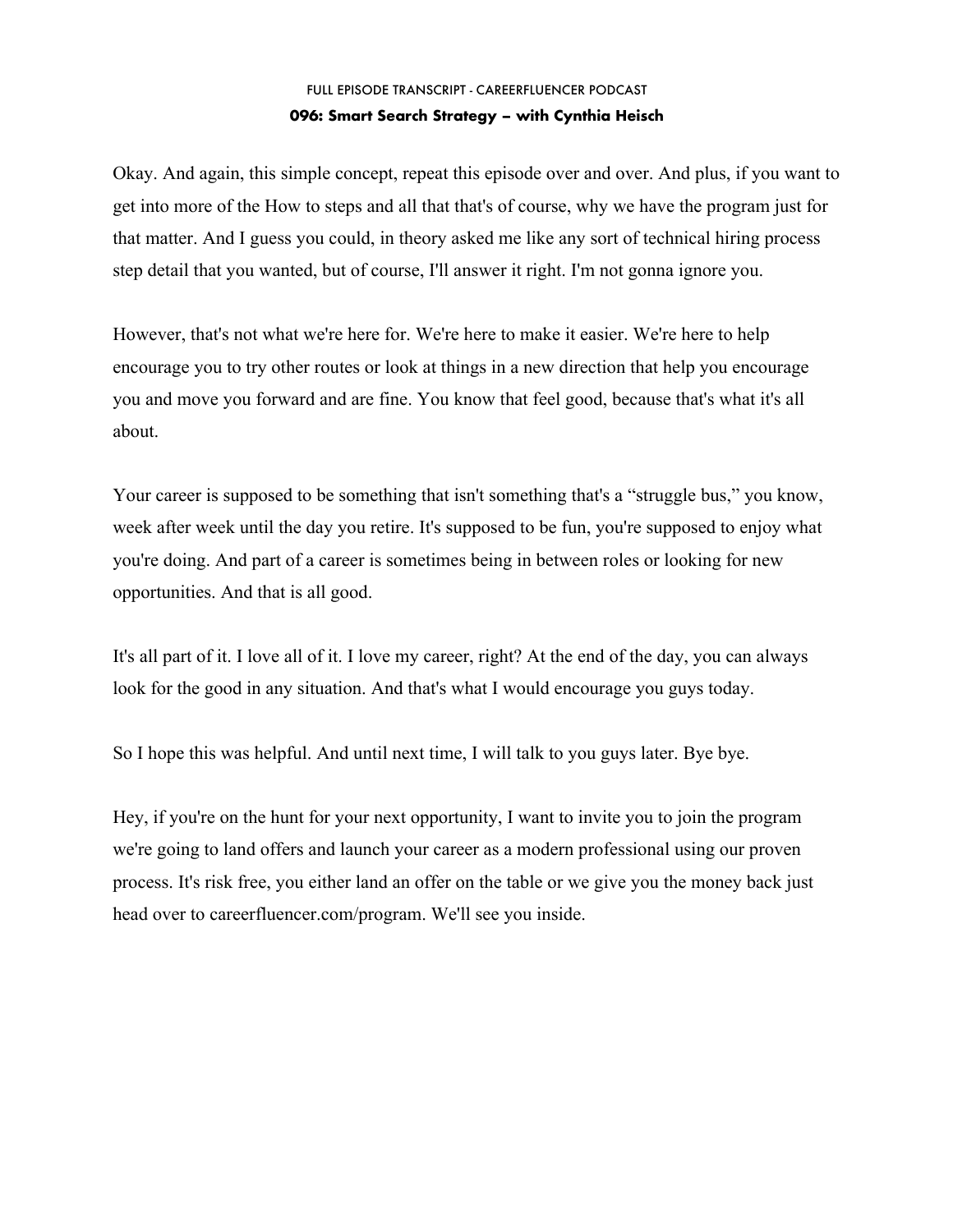Okay. And again, this simple concept, repeat this episode over and over. And plus, if you want to get into more of the How to steps and all that that's of course, why we have the program just for that matter. And I guess you could, in theory asked me like any sort of technical hiring process step detail that you wanted, but of course, I'll answer it right. I'm not gonna ignore you.

However, that's not what we're here for. We're here to make it easier. We're here to help encourage you to try other routes or look at things in a new direction that help you encourage you and move you forward and are fine. You know that feel good, because that's what it's all about.

Your career is supposed to be something that isn't something that's a "struggle bus," you know, week after week until the day you retire. It's supposed to be fun, you're supposed to enjoy what you're doing. And part of a career is sometimes being in between roles or looking for new opportunities. And that is all good.

It's all part of it. I love all of it. I love my career, right? At the end of the day, you can always look for the good in any situation. And that's what I would encourage you guys today.

So I hope this was helpful. And until next time, I will talk to you guys later. Bye bye.

Hey, if you're on the hunt for your next opportunity, I want to invite you to join the program we're going to land offers and launch your career as a modern professional using our proven process. It's risk free, you either land an offer on the table or we give you the money back just head over to careerfluencer.com/program. We'll see you inside.